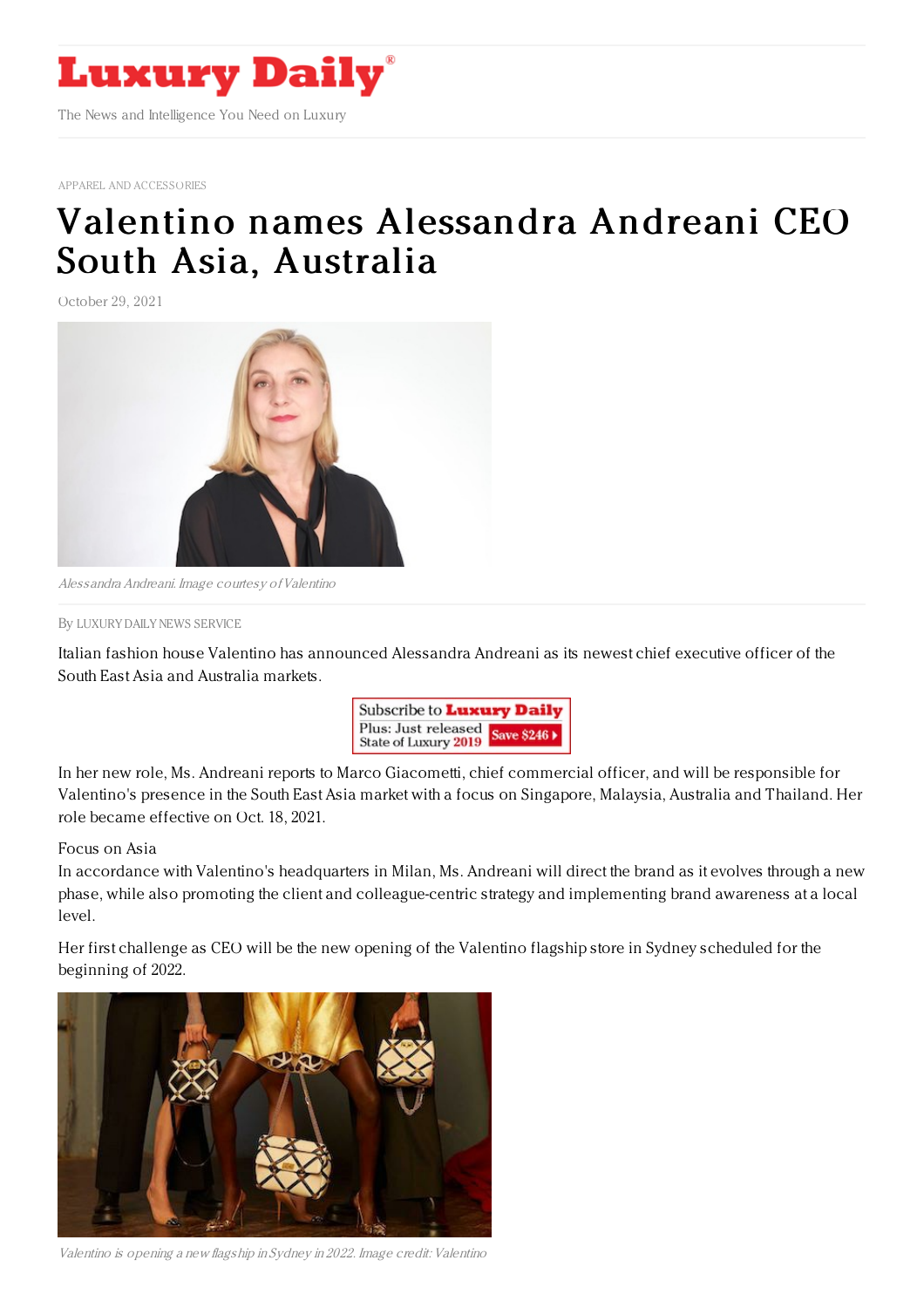APPAREL AND ACCESSORIES

# Valentino names Alessandra Andreani CEO South Asia, Australia

October 29, 2021

*Alessandra Andreani. Image courtesy of Valentino*

By LUXURY DAILY NEWS SERVICE

Italian fashion house Valentino has announced Alessandra Andreani as its newest chief executive officer of the South East Asia and Australia markets.

In her new role, Ms. Andreani reports to Marco Giacometti, chief commercial officer, and will be responsible for Valentino's presence in the South East Asia market with a focus on Singapore, Malaysia, Australia and Thailand. Her role became effective on Oct. 18, 2021.

Focus on Asia

In accordance with Valentino's headquarters in Milan, Ms. Andreani will direct the brand as it evolves through a new phase, while also promoting the client and colleague-centric strategy and implementing brand awareness at a local level.

Her first challenge as CEO will be the new opening of the Valentino flagship store in Sydney scheduled for the beginning of 2022.

*Valentino is opening a new flagship in Sydney in 2022. Image credit: Valentino*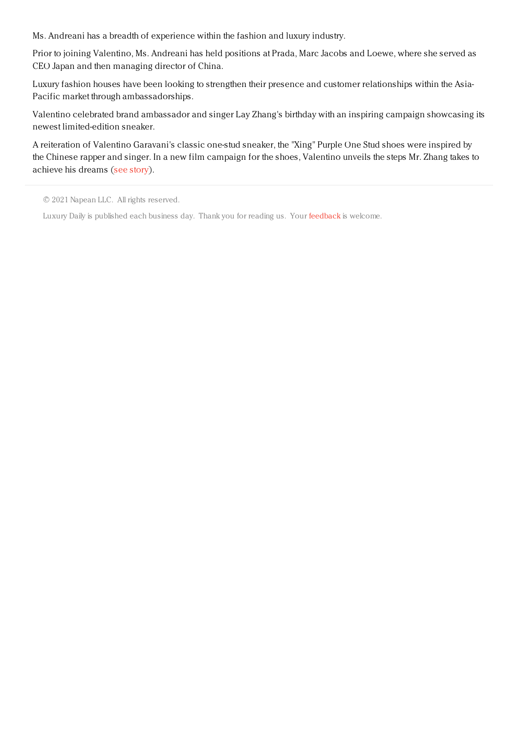Ms. Andreani has a breadth of experience within the fashion and luxury industry.

Prior to joining Valentino, Ms. Andreani has held positions at Prada, Marc Jacobs and Loewe, where she served as CEO Japan and then managing director of China.

Luxury fashion houses have been looking to strengthen their presence and customer relationships within the Asia-Pacific market through ambassadorships.

Valentino celebrated brand ambassador and singer Lay Zhang's birthday with an inspiring campaign showcasing its newest limited-edition sneaker.

A reiteration of Valentino Garavani's classic one-stud sneaker, the "Xing" Purple One Stud shoes were inspired by the Chinese rapper and singer. In a new film campaign for the shoes, Valentino unveils the steps Mr. Zhang takes to achieve his dreams (see story).

© 2021 Napean LLC. All rights reserved.

Luxury Daily is published each business day. Thank you for reading us. Your feedback is welcome.